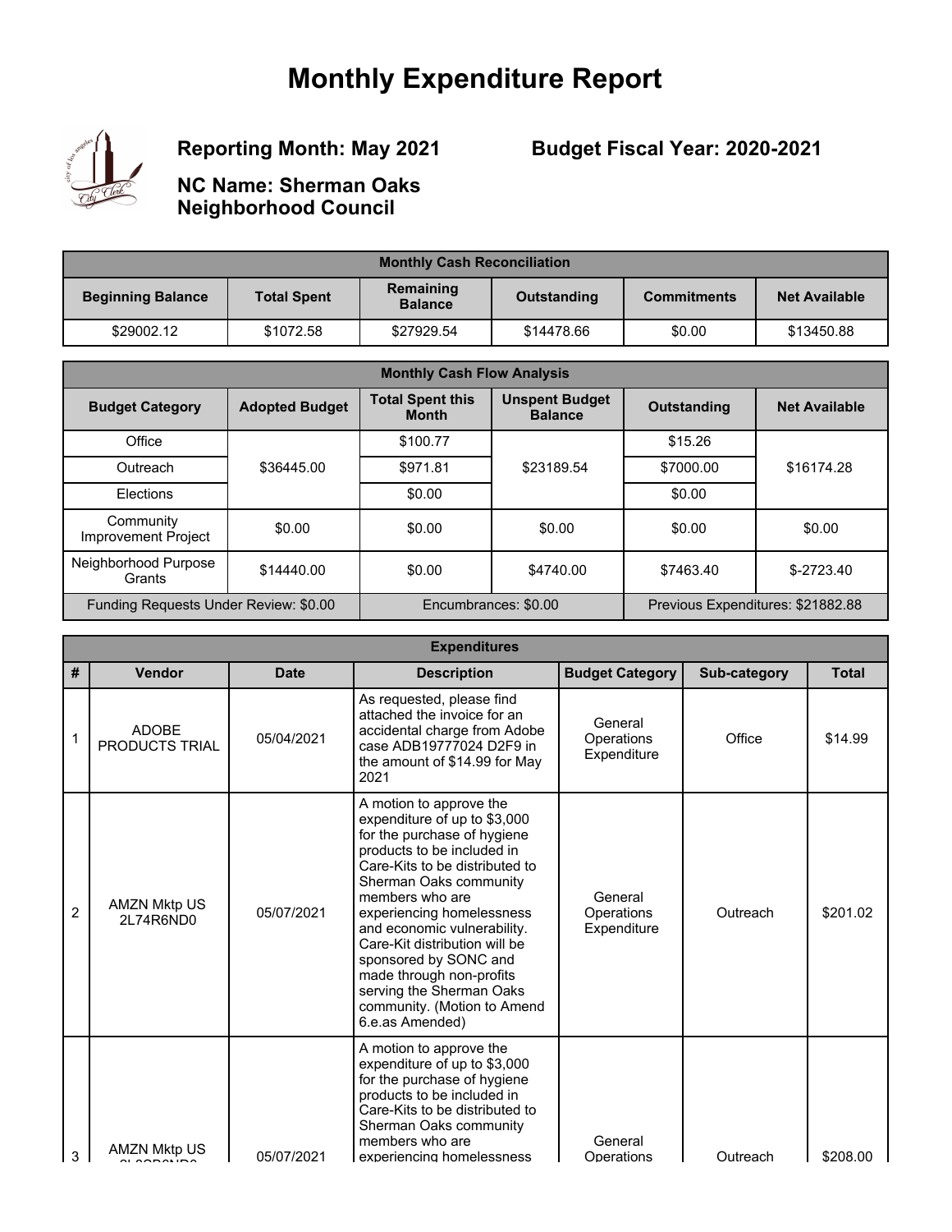# Monthly Expenditure Report

**Reporting Month: May 2021**

**Budget Fiscal Year: 2020-2021**

**NC Name: Sherman Oaks Neighborhood Council**

| Monthly Cash Reconciliation | | | | | |
|---|---|---|---|---|---|
| **Beginning Balance** | **Total Spent** | **Remaining Balance** | **Outstanding** | **Commitments** | **Net Available** |
| $29002.12 | $1072.58 | $27929.54 | $14478.66 | $0.00 | $13450.88 |

| Monthly Cash Flow Analysis | | | | | |
|---|---|---|---|---|---|
| **Budget Category** | **Adopted Budget** | **Total Spent this Month** | **Unspent Budget Balance** | **Outstanding** | **Net Available** |
| Office | $36445.00 | $100.77 | $23189.54 | $15.26 | $16174.28 |
| Outreach | | $971.81 | | $7000.00 | |
| Elections | | $0.00 | | $0.00 | |
| Community Improvement Project | $0.00 | $0.00 | $0.00 | $0.00 | $0.00 |
| Neighborhood Purpose Grants | $14440.00 | $0.00 | $4740.00 | $7463.40 | $-2723.40 |
| Funding Requests Under Review: $0.00 | | Encumbrances: $0.00 | | Previous Expenditures: $21882.88 | |

| Expenditures | | | | | | |
|---|---|---|---|---|---|---|
| **#** | **Vendor** | **Date** | **Description** | **Budget Category** | **Sub-category** | **Total** |
| 1 | ADOBE PRODUCTS TRIAL | 05/04/2021 | As requested, please find attached the invoice for an accidental charge from Adobe case ADB19777024 D2F9 in the amount of $14.99 for May 2021 | General Operations Expenditure | Office | $14.99 |
| 2 | AMZN Mktp US 2L74R6ND0 | 05/07/2021 | A motion to approve the expenditure of up to $3,000 for the purchase of hygiene products to be included in Care-Kits to be distributed to Sherman Oaks community members who are experiencing homelessness and economic vulnerability. Care-Kit distribution will be sponsored by SONC and made through non-profits serving the Sherman Oaks community. (Motion to Amend 6.e.as Amended) | General Operations Expenditure | Outreach | $201.02 |
| 3 | AMZN Mktp US | 05/07/2021 | A motion to approve the expenditure of up to $3,000 for the purchase of hygiene products to be included in Care-Kits to be distributed to Sherman Oaks community members who are experiencing homelessness | General Operations | Outreach | $208.00 |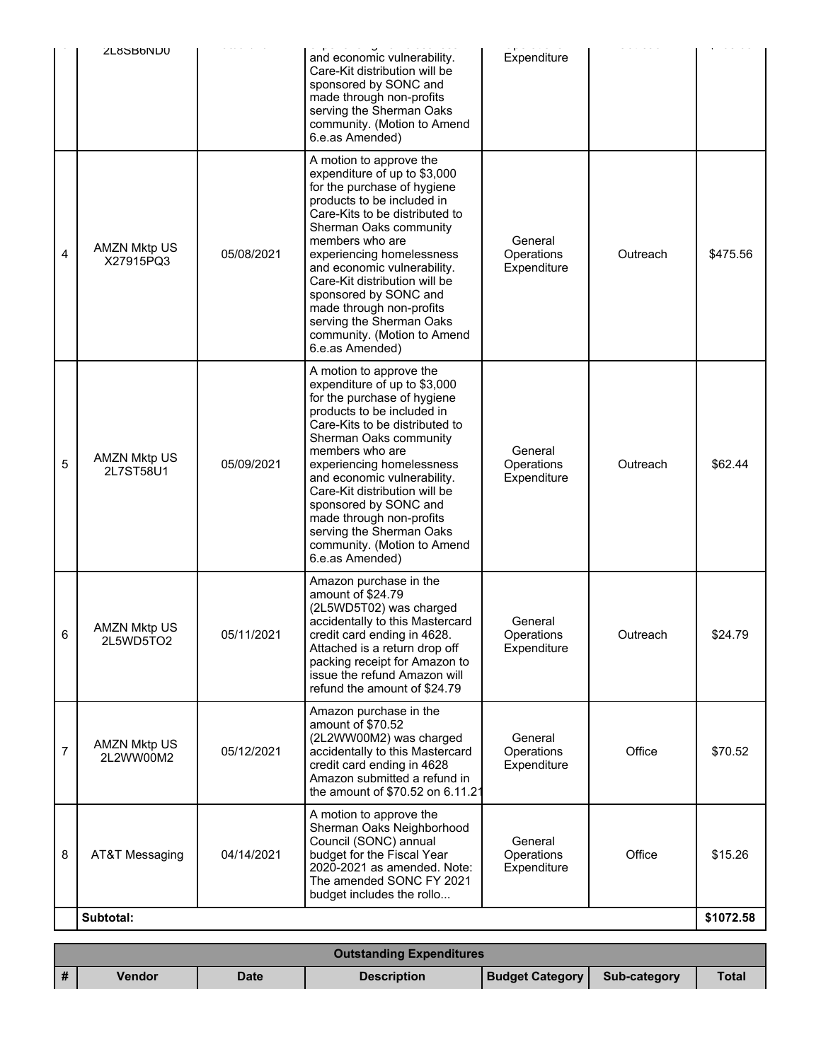| | | | | | | |
|---|---|---|---|---|---|---|
| | 2L8SB6ND0 | | and economic vulnerability. Care-Kit distribution will be sponsored by SONC and made through non-profits serving the Sherman Oaks community. (Motion to Amend 6.e.as Amended) | Expenditure | | |
| 4 | AMZN Mktp US X27915PQ3 | 05/08/2021 | A motion to approve the expenditure of up to $3,000 for the purchase of hygiene products to be included in Care-Kits to be distributed to Sherman Oaks community members who are experiencing homelessness and economic vulnerability. Care-Kit distribution will be sponsored by SONC and made through non-profits serving the Sherman Oaks community. (Motion to Amend 6.e.as Amended) | General Operations Expenditure | Outreach | $475.56 |
| 5 | AMZN Mktp US 2L7ST58U1 | 05/09/2021 | A motion to approve the expenditure of up to $3,000 for the purchase of hygiene products to be included in Care-Kits to be distributed to Sherman Oaks community members who are experiencing homelessness and economic vulnerability. Care-Kit distribution will be sponsored by SONC and made through non-profits serving the Sherman Oaks community. (Motion to Amend 6.e.as Amended) | General Operations Expenditure | Outreach | $62.44 |
| 6 | AMZN Mktp US 2L5WD5TO2 | 05/11/2021 | Amazon purchase in the amount of $24.79 (2L5WD5T02) was charged accidentally to this Mastercard credit card ending in 4628. Attached is a return drop off packing receipt for Amazon to issue the refund Amazon will refund the amount of $24.79 | General Operations Expenditure | Outreach | $24.79 |
| 7 | AMZN Mktp US 2L2WW00M2 | 05/12/2021 | Amazon purchase in the amount of $70.52 (2L2WW00M2) was charged accidentally to this Mastercard credit card ending in 4628 Amazon submitted a refund in the amount of $70.52 on 6.11.21 | General Operations Expenditure | Office | $70.52 |
| 8 | AT&T Messaging | 04/14/2021 | A motion to approve the Sherman Oaks Neighborhood Council (SONC) annual budget for the Fiscal Year 2020-2021 as amended. Note: The amended SONC FY 2021 budget includes the rollo... | General Operations Expenditure | Office | $15.26 |
| | **Subtotal:** | | | | | **$1072.58** |

| Outstanding Expenditures | | | | | | |
|---|---|---|---|---|---|---|
| **#** | **Vendor** | **Date** | **Description** | **Budget Category** | **Sub-category** | **Total** |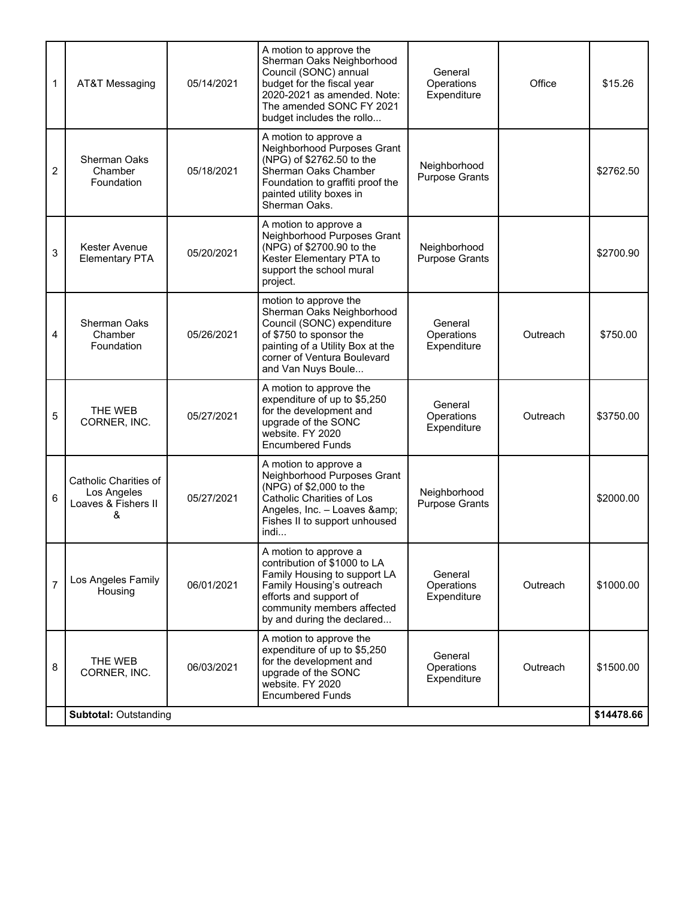| | | | | | | |
|---|---|---|---|---|---|---|
| 1 | AT&T Messaging | 05/14/2021 | A motion to approve the Sherman Oaks Neighborhood Council (SONC) annual budget for the fiscal year 2020-2021 as amended. Note: The amended SONC FY 2021 budget includes the rollo... | General Operations Expenditure | Office | $15.26 |
| 2 | Sherman Oaks Chamber Foundation | 05/18/2021 | A motion to approve a Neighborhood Purposes Grant (NPG) of $2762.50 to the Sherman Oaks Chamber Foundation to graffiti proof the painted utility boxes in Sherman Oaks. | Neighborhood Purpose Grants | | $2762.50 |
| 3 | Kester Avenue Elementary PTA | 05/20/2021 | A motion to approve a Neighborhood Purposes Grant (NPG) of $2700.90 to the Kester Elementary PTA to support the school mural project. | Neighborhood Purpose Grants | | $2700.90 |
| 4 | Sherman Oaks Chamber Foundation | 05/26/2021 | motion to approve the Sherman Oaks Neighborhood Council (SONC) expenditure of $750 to sponsor the painting of a Utility Box at the corner of Ventura Boulevard and Van Nuys Boule... | General Operations Expenditure | Outreach | $750.00 |
| 5 | THE WEB CORNER, INC. | 05/27/2021 | A motion to approve the expenditure of up to $5,250 for the development and upgrade of the SONC website. FY 2020 Encumbered Funds | General Operations Expenditure | Outreach | $3750.00 |
| 6 | Catholic Charities of Los Angeles Loaves & Fishers II & | 05/27/2021 | A motion to approve a Neighborhood Purposes Grant (NPG) of $2,000 to the Catholic Charities of Los Angeles, Inc. – Loaves &amp; Fishes II to support unhoused indi... | Neighborhood Purpose Grants | | $2000.00 |
| 7 | Los Angeles Family Housing | 06/01/2021 | A motion to approve a contribution of $1000 to LA Family Housing to support LA Family Housing's outreach efforts and support of community members affected by and during the declared... | General Operations Expenditure | Outreach | $1000.00 |
| 8 | THE WEB CORNER, INC. | 06/03/2021 | A motion to approve the expenditure of up to $5,250 for the development and upgrade of the SONC website. FY 2020 Encumbered Funds | General Operations Expenditure | Outreach | $1500.00 |
| | **Subtotal:** Outstanding | | | | | **$14478.66** |